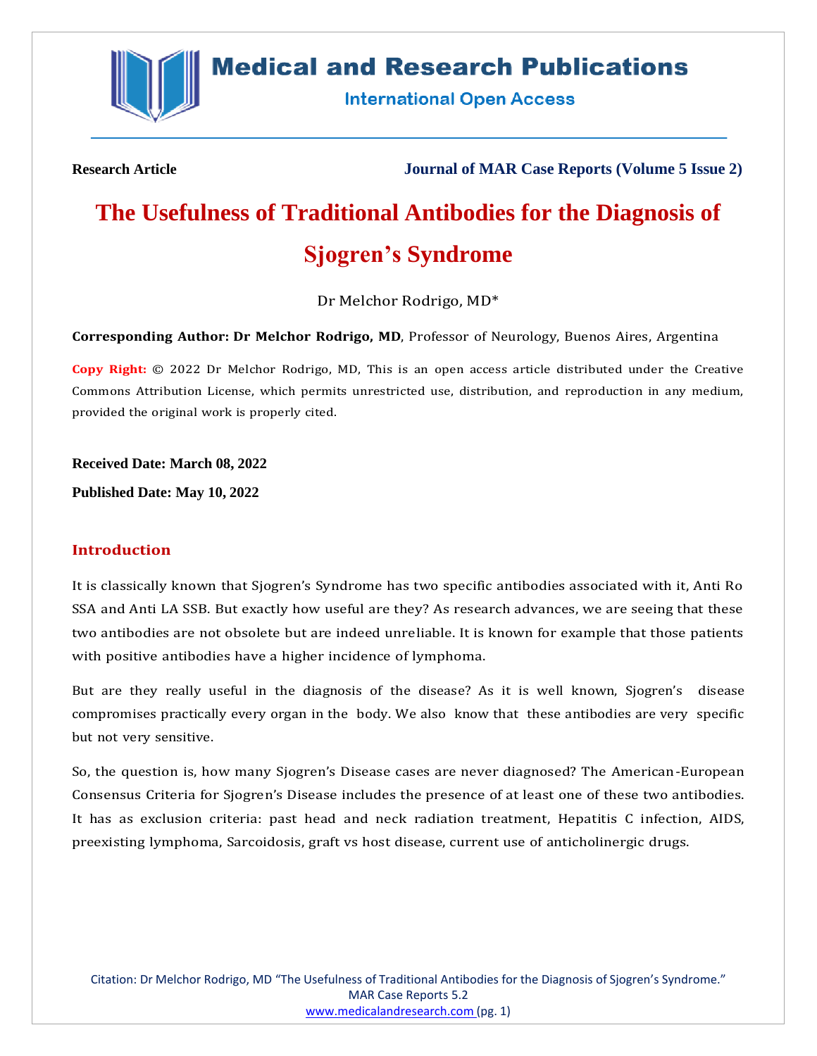**Research Article** **Journal of MAR Case Reports (Volume 5 Issue 2)**

# The Usefulness of Traditional Antibodies for the Diagnosis of Sjogren's Syndrome

Dr Melchor Rodrigo, MD*

**Corresponding Author: Dr Melchor Rodrigo, MD**, Professor of Neurology, Buenos Aires, Argentina

**Copy Right:** © 2022 Dr Melchor Rodrigo, MD, This is an open access article distributed under the Creative Commons Attribution License, which permits unrestricted use, distribution, and reproduction in any medium, provided the original work is properly cited.

**Received Date: March 08, 2022**

**Published Date: May 10, 2022**

## Introduction

It is classically known that Sjogren's Syndrome has two specific antibodies associated with it, Anti Ro SSA and Anti LA SSB. But exactly how useful are they? As research advances, we are seeing that these two antibodies are not obsolete but are indeed unreliable. It is known for example that those patients with positive antibodies have a higher incidence of lymphoma.

But are they really useful in the diagnosis of the disease? As it is well known, Sjogren's disease compromises practically every organ in the body. We also know that these antibodies are very specific but not very sensitive.

So, the question is, how many Sjogren's Disease cases are never diagnosed? The American-European Consensus Criteria for Sjogren's Disease includes the presence of at least one of these two antibodies. It has as exclusion criteria: past head and neck radiation treatment, Hepatitis C infection, AIDS, preexisting lymphoma, Sarcoidosis, graft vs host disease, current use of anticholinergic drugs.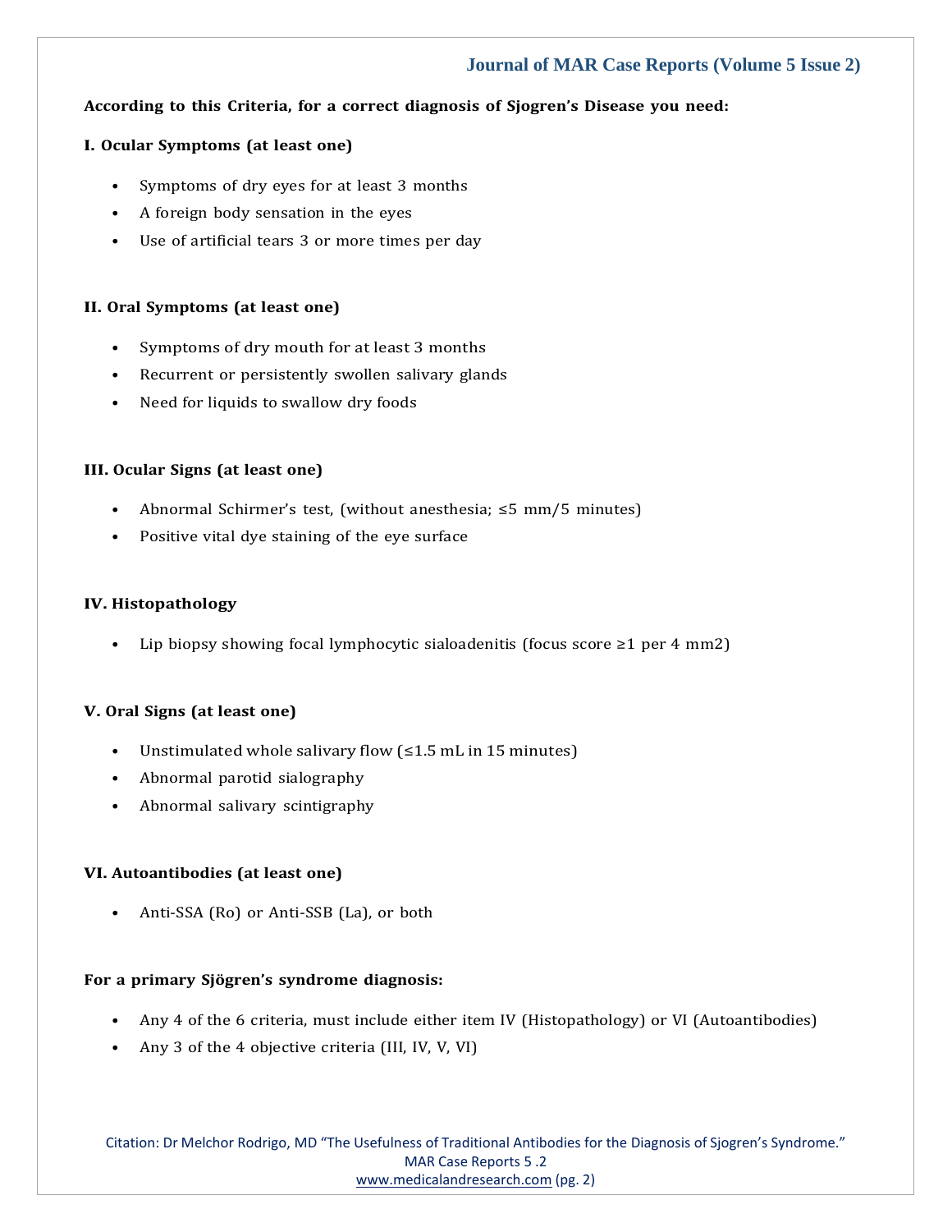**According to this Criteria, for a correct diagnosis of Sjogren's Disease you need:**

**I. Ocular Symptoms (at least one)**

- Symptoms of dry eyes for at least 3 months
- A foreign body sensation in the eyes
- Use of artificial tears 3 or more times per day

**II. Oral Symptoms (at least one)**

- Symptoms of dry mouth for at least 3 months
- Recurrent or persistently swollen salivary glands
- Need for liquids to swallow dry foods

**III. Ocular Signs (at least one)**

- Abnormal Schirmer's test, (without anesthesia; ≤5 mm/5 minutes)
- Positive vital dye staining of the eye surface

**IV. Histopathology**

- Lip biopsy showing focal lymphocytic sialoadenitis (focus score ≥1 per 4 mm2)

**V. Oral Signs (at least one)**

- Unstimulated whole salivary flow (≤1.5 mL in 15 minutes)
- Abnormal parotid sialography
- Abnormal salivary scintigraphy

**VI. Autoantibodies (at least one)**

- Anti-SSA (Ro) or Anti-SSB (La), or both

**For a primary Sjögren's syndrome diagnosis:**

- Any 4 of the 6 criteria, must include either item IV (Histopathology) or VI (Autoantibodies)
- Any 3 of the 4 objective criteria (III, IV, V, VI)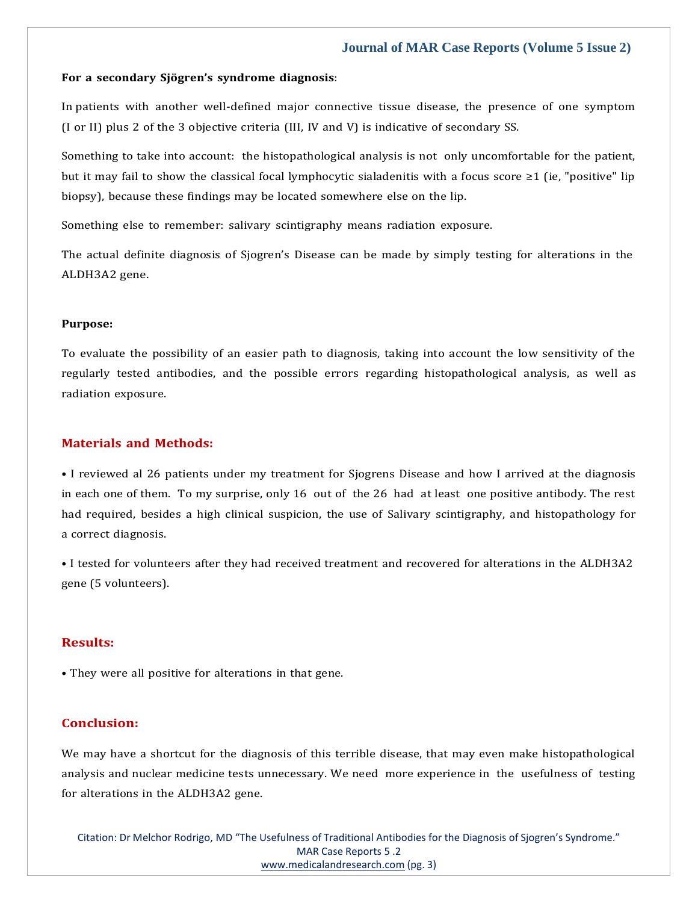**For a secondary Sjögren's syndrome diagnosis**:

In patients with another well-defined major connective tissue disease, the presence of one symptom (I or II) plus 2 of the 3 objective criteria (III, IV and V) is indicative of secondary SS.

Something to take into account: the histopathological analysis is not only uncomfortable for the patient, but it may fail to show the classical focal lymphocytic sialadenitis with a focus score ≥1 (ie, "positive" lip biopsy), because these findings may be located somewhere else on the lip.

Something else to remember: salivary scintigraphy means radiation exposure.

The actual definite diagnosis of Sjogren's Disease can be made by simply testing for alterations in the ALDH3A2 gene.

**Purpose:**

To evaluate the possibility of an easier path to diagnosis, taking into account the low sensitivity of the regularly tested antibodies, and the possible errors regarding histopathological analysis, as well as radiation exposure.

## Materials and Methods:

- I reviewed al 26 patients under my treatment for Sjogrens Disease and how I arrived at the diagnosis in each one of them. To my surprise, only 16 out of the 26 had at least one positive antibody. The rest had required, besides a high clinical suspicion, the use of Salivary scintigraphy, and histopathology for a correct diagnosis.
- I tested for volunteers after they had received treatment and recovered for alterations in the ALDH3A2 gene (5 volunteers).

## Results:

- They were all positive for alterations in that gene.

## Conclusion:

We may have a shortcut for the diagnosis of this terrible disease, that may even make histopathological analysis and nuclear medicine tests unnecessary. We need more experience in the usefulness of testing for alterations in the ALDH3A2 gene.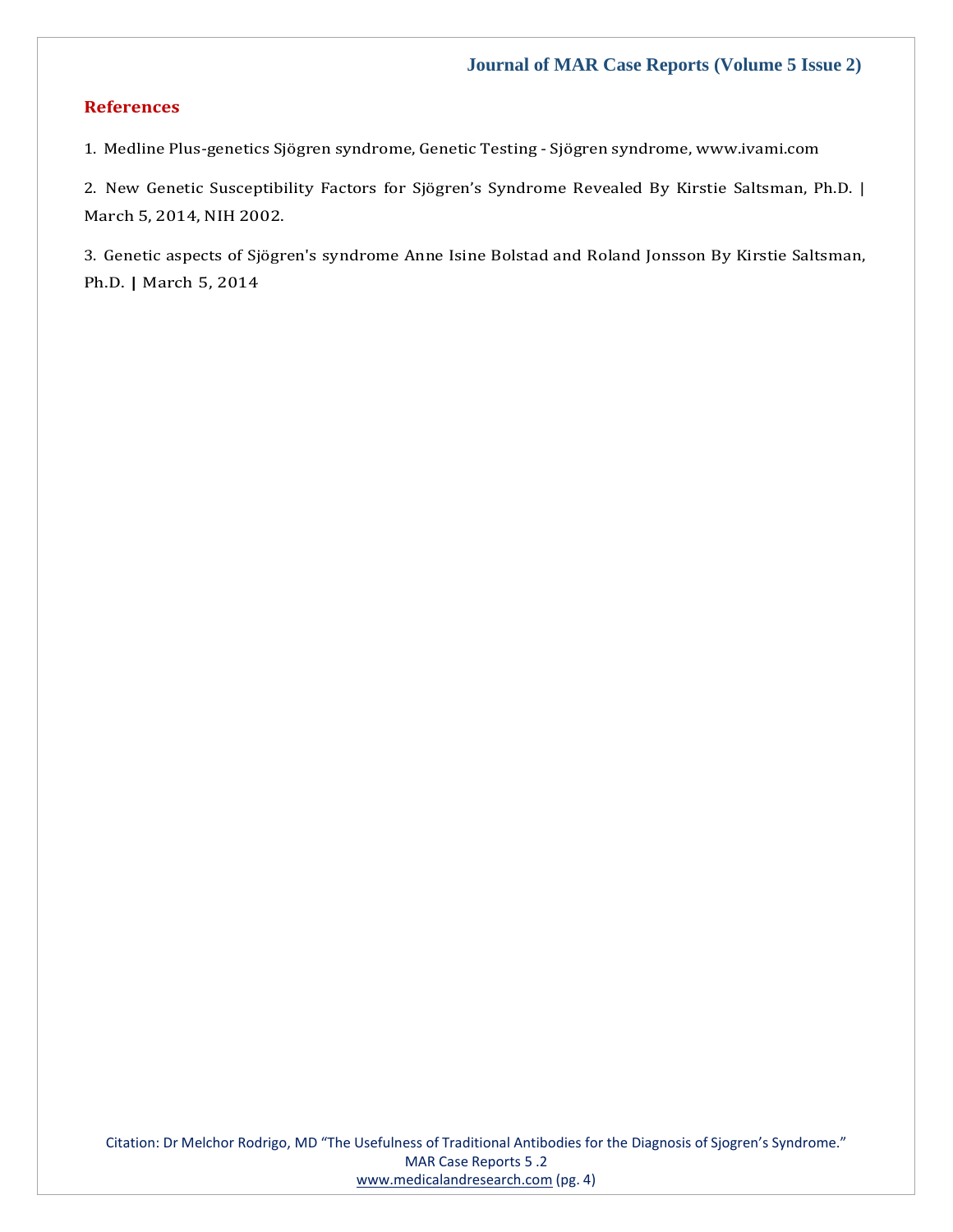## References

1. Medline Plus-genetics Sjögren syndrome, Genetic Testing - Sjögren syndrome, www.ivami.com

2. New Genetic Susceptibility Factors for Sjögren's Syndrome Revealed By Kirstie Saltsman, Ph.D. | March 5, 2014, NIH 2002.

3. Genetic aspects of Sjögren's syndrome Anne Isine Bolstad and Roland Jonsson By Kirstie Saltsman, Ph.D. | March 5, 2014